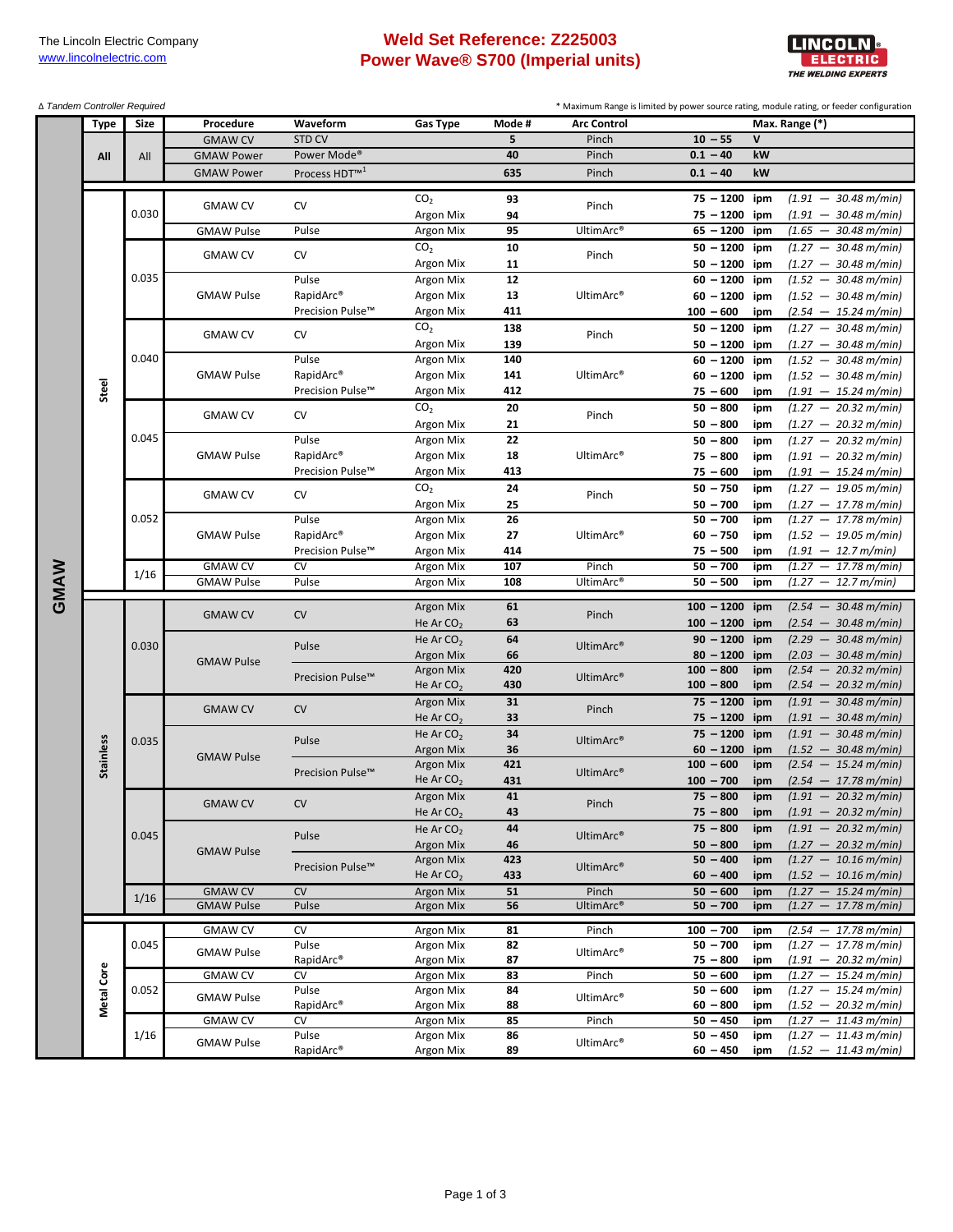The Lincoln Electric Company
www.lincolnelectric.com

# Weld Set Reference: Z225003
# Power Wave® S700 (Imperial units)

LINCOLN ELECTRIC — THE WELDING EXPERTS

*Δ Tandem Controller Required*

\* Maximum Range is limited by power source rating, module rating, or feeder configuration

| Process | Type | Size | Procedure | Waveform | Gas Type | Mode # | Arc Control | Max. Range (*) | | |
|---|---|---|---|---|---|---|---|---|---|---|
| GMAW | All | All | GMAW CV | STD CV | | 5 | Pinch | 10 – 55 | V | |
| | | | GMAW Power | Power Mode® | | 40 | Pinch | 0.1 – 40 | kW | |
| | | | GMAW Power | Process HDT™[1] | | 635 | Pinch | 0.1 – 40 | kW | |
| | Steel | 0.030 | GMAW CV | CV | $CO_2$ | 93 | Pinch | 75 – 1200 | ipm | *(1.91 — 30.48 m/min)* |
| | | | | | Argon Mix | 94 | | 75 – 1200 | ipm | *(1.91 — 30.48 m/min)* |
| | | | GMAW Pulse | Pulse | Argon Mix | 95 | UltimArc® | 65 – 1200 | ipm | *(1.65 — 30.48 m/min)* |
| | | 0.035 | GMAW CV | CV | $CO_2$ | 10 | Pinch | 50 – 1200 | ipm | *(1.27 — 30.48 m/min)* |
| | | | | | Argon Mix | 11 | | 50 – 1200 | ipm | *(1.27 — 30.48 m/min)* |
| | | | GMAW Pulse | Pulse | Argon Mix | 12 | UltimArc® | 60 – 1200 | ipm | *(1.52 — 30.48 m/min)* |
| | | | | RapidArc® | Argon Mix | 13 | | 60 – 1200 | ipm | *(1.52 — 30.48 m/min)* |
| | | | | Precision Pulse™ | Argon Mix | 411 | | 100 – 600 | ipm | *(2.54 — 15.24 m/min)* |
| | | 0.040 | GMAW CV | CV | $CO_2$ | 138 | Pinch | 50 – 1200 | ipm | *(1.27 — 30.48 m/min)* |
| | | | | | Argon Mix | 139 | | 50 – 1200 | ipm | *(1.27 — 30.48 m/min)* |
| | | | GMAW Pulse | Pulse | Argon Mix | 140 | UltimArc® | 60 – 1200 | ipm | *(1.52 — 30.48 m/min)* |
| | | | | RapidArc® | Argon Mix | 141 | | 60 – 1200 | ipm | *(1.52 — 30.48 m/min)* |
| | | | | Precision Pulse™ | Argon Mix | 412 | | 75 – 600 | ipm | *(1.91 — 15.24 m/min)* |
| | | 0.045 | GMAW CV | CV | $CO_2$ | 20 | Pinch | 50 – 800 | ipm | *(1.27 — 20.32 m/min)* |
| | | | | | Argon Mix | 21 | | 50 – 800 | ipm | *(1.27 — 20.32 m/min)* |
| | | | GMAW Pulse | Pulse | Argon Mix | 22 | UltimArc® | 50 – 800 | ipm | *(1.27 — 20.32 m/min)* |
| | | | | RapidArc® | Argon Mix | 18 | | 75 – 800 | ipm | *(1.91 — 20.32 m/min)* |
| | | | | Precision Pulse™ | Argon Mix | 413 | | 75 – 600 | ipm | *(1.91 — 15.24 m/min)* |
| | | 0.052 | GMAW CV | CV | $CO_2$ | 24 | Pinch | 50 – 750 | ipm | *(1.27 — 19.05 m/min)* |
| | | | | | Argon Mix | 25 | | 50 – 700 | ipm | *(1.27 — 17.78 m/min)* |
| | | | GMAW Pulse | Pulse | Argon Mix | 26 | UltimArc® | 50 – 700 | ipm | *(1.27 — 17.78 m/min)* |
| | | | | RapidArc® | Argon Mix | 27 | | 60 – 750 | ipm | *(1.52 — 19.05 m/min)* |
| | | | | Precision Pulse™ | Argon Mix | 414 | | 75 – 500 | ipm | *(1.91 — 12.7 m/min)* |
| | | 1/16 | GMAW CV | CV | Argon Mix | 107 | Pinch | 50 – 700 | ipm | *(1.27 — 17.78 m/min)* |
| | | | GMAW Pulse | Pulse | Argon Mix | 108 | UltimArc® | 50 – 500 | ipm | *(1.27 — 12.7 m/min)* |
| | Stainless | 0.030 | GMAW CV | CV | Argon Mix | 61 | Pinch | 100 – 1200 | ipm | *(2.54 — 30.48 m/min)* |
| | | | | | He Ar $CO_2$ | 63 | | 100 – 1200 | ipm | *(2.54 — 30.48 m/min)* |
| | | | GMAW Pulse | Pulse | He Ar $CO_2$ | 64 | UltimArc® | 90 – 1200 | ipm | *(2.29 — 30.48 m/min)* |
| | | | | | Argon Mix | 66 | | 80 – 1200 | ipm | *(2.03 — 30.48 m/min)* |
| | | | | Precision Pulse™ | Argon Mix | 420 | UltimArc® | 100 – 800 | ipm | *(2.54 — 20.32 m/min)* |
| | | | | | He Ar $CO_2$ | 430 | | 100 – 800 | ipm | *(2.54 — 20.32 m/min)* |
| | | 0.035 | GMAW CV | CV | Argon Mix | 31 | Pinch | 75 – 1200 | ipm | *(1.91 — 30.48 m/min)* |
| | | | | | He Ar $CO_2$ | 33 | | 75 – 1200 | ipm | *(1.91 — 30.48 m/min)* |
| | | | GMAW Pulse | Pulse | He Ar $CO_2$ | 34 | UltimArc® | 75 – 1200 | ipm | *(1.91 — 30.48 m/min)* |
| | | | | | Argon Mix | 36 | | 60 – 1200 | ipm | *(1.52 — 30.48 m/min)* |
| | | | | Precision Pulse™ | Argon Mix | 421 | UltimArc® | 100 – 600 | ipm | *(2.54 — 15.24 m/min)* |
| | | | | | He Ar $CO_2$ | 431 | | 100 – 700 | ipm | *(2.54 — 17.78 m/min)* |
| | | 0.045 | GMAW CV | CV | Argon Mix | 41 | Pinch | 75 – 800 | ipm | *(1.91 — 20.32 m/min)* |
| | | | | | He Ar $CO_2$ | 43 | | 75 – 800 | ipm | *(1.91 — 20.32 m/min)* |
| | | | GMAW Pulse | Pulse | He Ar $CO_2$ | 44 | UltimArc® | 75 – 800 | ipm | *(1.91 — 20.32 m/min)* |
| | | | | | Argon Mix | 46 | | 50 – 800 | ipm | *(1.27 — 20.32 m/min)* |
| | | | | Precision Pulse™ | Argon Mix | 423 | UltimArc® | 50 – 400 | ipm | *(1.27 — 10.16 m/min)* |
| | | | | | He Ar $CO_2$ | 433 | | 60 – 400 | ipm | *(1.52 — 10.16 m/min)* |
| | | 1/16 | GMAW CV | CV | Argon Mix | 51 | Pinch | 50 – 600 | ipm | *(1.27 — 15.24 m/min)* |
| | | | GMAW Pulse | Pulse | Argon Mix | 56 | UltimArc® | 50 – 700 | ipm | *(1.27 — 17.78 m/min)* |
| | Metal Core | 0.045 | GMAW CV | CV | Argon Mix | 81 | Pinch | 100 – 700 | ipm | *(2.54 — 17.78 m/min)* |
| | | | GMAW Pulse | Pulse | Argon Mix | 82 | UltimArc® | 50 – 700 | ipm | *(1.27 — 17.78 m/min)* |
| | | | | RapidArc® | Argon Mix | 87 | | 75 – 800 | ipm | *(1.91 — 20.32 m/min)* |
| | | 0.052 | GMAW CV | CV | Argon Mix | 83 | Pinch | 50 – 600 | ipm | *(1.27 — 15.24 m/min)* |
| | | | GMAW Pulse | Pulse | Argon Mix | 84 | UltimArc® | 50 – 600 | ipm | *(1.27 — 15.24 m/min)* |
| | | | | RapidArc® | Argon Mix | 88 | | 60 – 800 | ipm | *(1.52 — 20.32 m/min)* |
| | | 1/16 | GMAW CV | CV | Argon Mix | 85 | Pinch | 50 – 450 | ipm | *(1.27 — 11.43 m/min)* |
| | | | GMAW Pulse | Pulse | Argon Mix | 86 | UltimArc® | 50 – 450 | ipm | *(1.27 — 11.43 m/min)* |
| | | | | RapidArc® | Argon Mix | 89 | | 60 – 450 | ipm | *(1.52 — 11.43 m/min)* |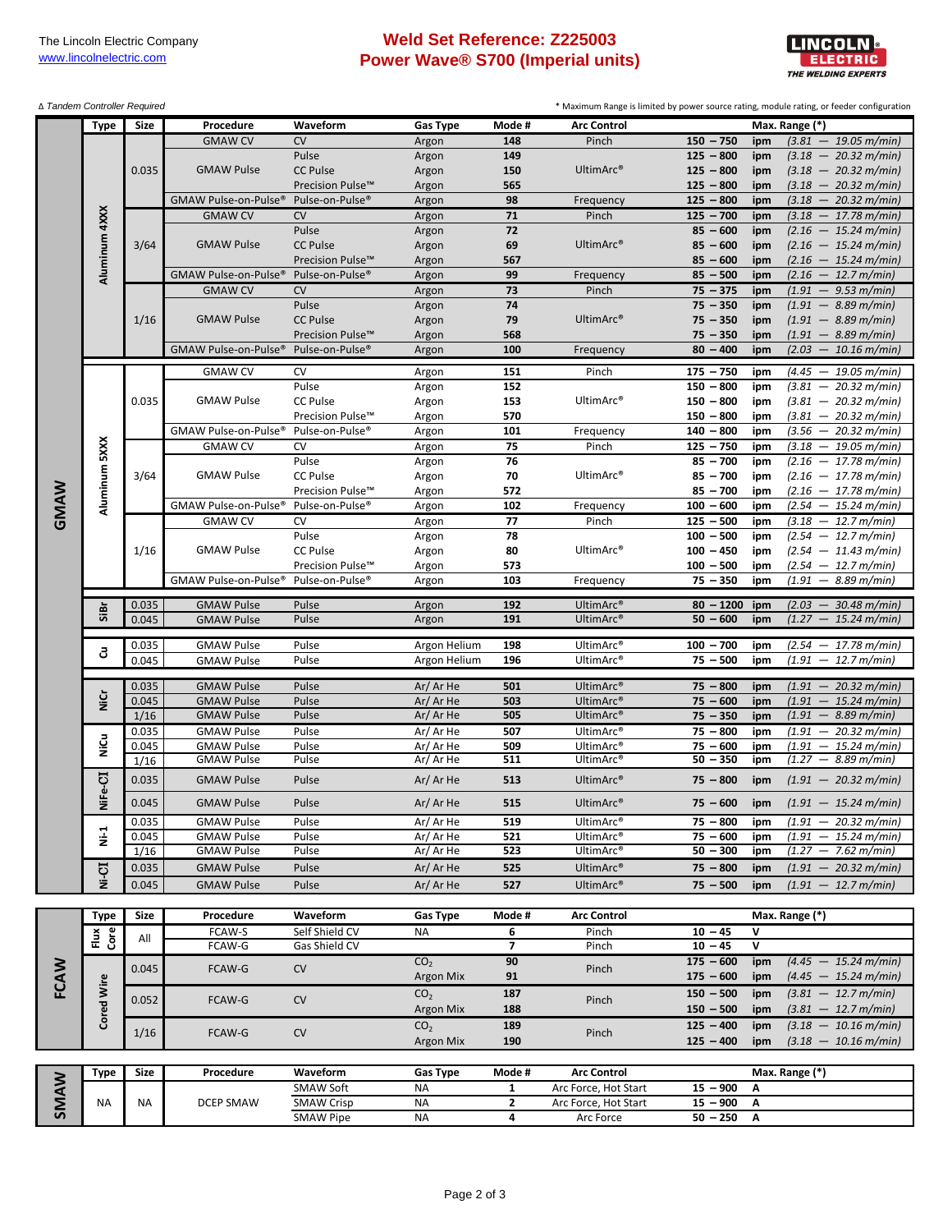The Lincoln Electric Company
www.lincolnelectric.com

# Weld Set Reference: Z225003
# Power Wave® S700 (Imperial units)

Δ *Tandem Controller Required*

\* Maximum Range is limited by power source rating, module rating, or feeder configuration

| Process | Type | Size | Procedure | Waveform | Gas Type | Mode # | Arc Control | Max. Range (*) |
|---|---|---|---|---|---|---|---|---|
| GMAW | Aluminum 4XXX | 0.035 | GMAW CV | CV | Argon | 148 | Pinch | 150 – 750 ipm (3.81 – 19.05 m/min) |
| | | | GMAW Pulse | Pulse | Argon | 149 | UltimArc® | 125 – 800 ipm (3.18 – 20.32 m/min) |
| | | | GMAW Pulse | CC Pulse | Argon | 150 | UltimArc® | 125 – 800 ipm (3.18 – 20.32 m/min) |
| | | | GMAW Pulse | Precision Pulse™ | Argon | 565 | UltimArc® | 125 – 800 ipm (3.18 – 20.32 m/min) |
| | | | GMAW Pulse-on-Pulse® | Pulse-on-Pulse® | Argon | 98 | Frequency | 125 – 800 ipm (3.18 – 20.32 m/min) |
| | | 3/64 | GMAW CV | CV | Argon | 71 | Pinch | 125 – 700 ipm (3.18 – 17.78 m/min) |
| | | | GMAW Pulse | Pulse | Argon | 72 | UltimArc® | 85 – 600 ipm (2.16 – 15.24 m/min) |
| | | | GMAW Pulse | CC Pulse | Argon | 69 | UltimArc® | 85 – 600 ipm (2.16 – 15.24 m/min) |
| | | | GMAW Pulse | Precision Pulse™ | Argon | 567 | UltimArc® | 85 – 600 ipm (2.16 – 15.24 m/min) |
| | | | GMAW Pulse-on-Pulse® | Pulse-on-Pulse® | Argon | 99 | Frequency | 85 – 500 ipm (2.16 – 12.7 m/min) |
| | | 1/16 | GMAW CV | CV | Argon | 73 | Pinch | 75 – 375 ipm (1.91 – 9.53 m/min) |
| | | | GMAW Pulse | Pulse | Argon | 74 | UltimArc® | 75 – 350 ipm (1.91 – 8.89 m/min) |
| | | | GMAW Pulse | CC Pulse | Argon | 79 | UltimArc® | 75 – 350 ipm (1.91 – 8.89 m/min) |
| | | | GMAW Pulse | Precision Pulse™ | Argon | 568 | UltimArc® | 75 – 350 ipm (1.91 – 8.89 m/min) |
| | | | GMAW Pulse-on-Pulse® | Pulse-on-Pulse® | Argon | 100 | Frequency | 80 – 400 ipm (2.03 – 10.16 m/min) |
| | Aluminum 5XXX | 0.035 | GMAW CV | CV | Argon | 151 | Pinch | 175 – 750 ipm (4.45 – 19.05 m/min) |
| | | | GMAW Pulse | Pulse | Argon | 152 | UltimArc® | 150 – 800 ipm (3.81 – 20.32 m/min) |
| | | | GMAW Pulse | CC Pulse | Argon | 153 | UltimArc® | 150 – 800 ipm (3.81 – 20.32 m/min) |
| | | | GMAW Pulse | Precision Pulse™ | Argon | 570 | UltimArc® | 150 – 800 ipm (3.81 – 20.32 m/min) |
| | | | GMAW Pulse-on-Pulse® | Pulse-on-Pulse® | Argon | 101 | Frequency | 140 – 800 ipm (3.56 – 20.32 m/min) |
| | | 3/64 | GMAW CV | CV | Argon | 75 | Pinch | 125 – 750 ipm (3.18 – 19.05 m/min) |
| | | | GMAW Pulse | Pulse | Argon | 76 | UltimArc® | 85 – 700 ipm (2.16 – 17.78 m/min) |
| | | | GMAW Pulse | CC Pulse | Argon | 70 | UltimArc® | 85 – 700 ipm (2.16 – 17.78 m/min) |
| | | | GMAW Pulse | Precision Pulse™ | Argon | 572 | UltimArc® | 85 – 700 ipm (2.16 – 17.78 m/min) |
| | | | GMAW Pulse-on-Pulse® | Pulse-on-Pulse® | Argon | 102 | Frequency | 100 – 600 ipm (2.54 – 15.24 m/min) |
| | | 1/16 | GMAW CV | CV | Argon | 77 | Pinch | 125 – 500 ipm (3.18 – 12.7 m/min) |
| | | | GMAW Pulse | Pulse | Argon | 78 | UltimArc® | 100 – 500 ipm (2.54 – 12.7 m/min) |
| | | | GMAW Pulse | CC Pulse | Argon | 80 | UltimArc® | 100 – 450 ipm (2.54 – 11.43 m/min) |
| | | | GMAW Pulse | Precision Pulse™ | Argon | 573 | UltimArc® | 100 – 500 ipm (2.54 – 12.7 m/min) |
| | | | GMAW Pulse-on-Pulse® | Pulse-on-Pulse® | Argon | 103 | Frequency | 75 – 350 ipm (1.91 – 8.89 m/min) |
| | SiBr | 0.035 | GMAW Pulse | Pulse | Argon | 192 | UltimArc® | 80 – 1200 ipm (2.03 – 30.48 m/min) |
| | | 0.045 | GMAW Pulse | Pulse | Argon | 191 | UltimArc® | 50 – 600 ipm (1.27 – 15.24 m/min) |
| | Cu | 0.035 | GMAW Pulse | Pulse | Argon Helium | 198 | UltimArc® | 100 – 700 ipm (2.54 – 17.78 m/min) |
| | | 0.045 | GMAW Pulse | Pulse | Argon Helium | 196 | UltimArc® | 75 – 500 ipm (1.91 – 12.7 m/min) |
| | NiCr | 0.035 | GMAW Pulse | Pulse | Ar/ Ar He | 501 | UltimArc® | 75 – 800 ipm (1.91 – 20.32 m/min) |
| | | 0.045 | GMAW Pulse | Pulse | Ar/ Ar He | 503 | UltimArc® | 75 – 600 ipm (1.91 – 15.24 m/min) |
| | | 1/16 | GMAW Pulse | Pulse | Ar/ Ar He | 505 | UltimArc® | 75 – 350 ipm (1.91 – 8.89 m/min) |
| | NiCu | 0.035 | GMAW Pulse | Pulse | Ar/ Ar He | 507 | UltimArc® | 75 – 800 ipm (1.91 – 20.32 m/min) |
| | | 0.045 | GMAW Pulse | Pulse | Ar/ Ar He | 509 | UltimArc® | 75 – 600 ipm (1.91 – 15.24 m/min) |
| | | 1/16 | GMAW Pulse | Pulse | Ar/ Ar He | 511 | UltimArc® | 50 – 350 ipm (1.27 – 8.89 m/min) |
| | NiFe-CI | 0.035 | GMAW Pulse | Pulse | Ar/ Ar He | 513 | UltimArc® | 75 – 800 ipm (1.91 – 20.32 m/min) |
| | | 0.045 | GMAW Pulse | Pulse | Ar/ Ar He | 515 | UltimArc® | 75 – 600 ipm (1.91 – 15.24 m/min) |
| | Ni-1 | 0.035 | GMAW Pulse | Pulse | Ar/ Ar He | 519 | UltimArc® | 75 – 800 ipm (1.91 – 20.32 m/min) |
| | | 0.045 | GMAW Pulse | Pulse | Ar/ Ar He | 521 | UltimArc® | 75 – 600 ipm (1.91 – 15.24 m/min) |
| | | 1/16 | GMAW Pulse | Pulse | Ar/ Ar He | 523 | UltimArc® | 50 – 300 ipm (1.27 – 7.62 m/min) |
| | Ni-CI | 0.035 | GMAW Pulse | Pulse | Ar/ Ar He | 525 | UltimArc® | 75 – 800 ipm (1.91 – 20.32 m/min) |
| | | 0.045 | GMAW Pulse | Pulse | Ar/ Ar He | 527 | UltimArc® | 75 – 500 ipm (1.91 – 12.7 m/min) |

| Process | Type | Size | Procedure | Waveform | Gas Type | Mode # | Arc Control | Max. Range (*) |
|---|---|---|---|---|---|---|---|---|
| FCAW | Flux Core | All | FCAW-S | Self Shield CV | NA | 6 | Pinch | 10 – 45 V |
| | | | FCAW-G | Gas Shield CV | | 7 | Pinch | 10 – 45 V |
| | Cored Wire | 0.045 | FCAW-G | CV | $CO_2$ | 90 | Pinch | 175 – 600 ipm (4.45 – 15.24 m/min) |
| | | | | | Argon Mix | 91 | | 175 – 600 ipm (4.45 – 15.24 m/min) |
| | | 0.052 | FCAW-G | CV | $CO_2$ | 187 | Pinch | 150 – 500 ipm (3.81 – 12.7 m/min) |
| | | | | | Argon Mix | 188 | | 150 – 500 ipm (3.81 – 12.7 m/min) |
| | | 1/16 | FCAW-G | CV | $CO_2$ | 189 | Pinch | 125 – 400 ipm (3.18 – 10.16 m/min) |
| | | | | | Argon Mix | 190 | | 125 – 400 ipm (3.18 – 10.16 m/min) |

| Process | Type | Size | Procedure | Waveform | Gas Type | Mode # | Arc Control | Max. Range (*) |
|---|---|---|---|---|---|---|---|---|
| SMAW | NA | NA | DCEP SMAW | SMAW Soft | NA | 1 | Arc Force, Hot Start | 15 – 900 A |
| | | | | SMAW Crisp | NA | 2 | Arc Force, Hot Start | 15 – 900 A |
| | | | | SMAW Pipe | NA | 4 | Arc Force | 50 – 250 A |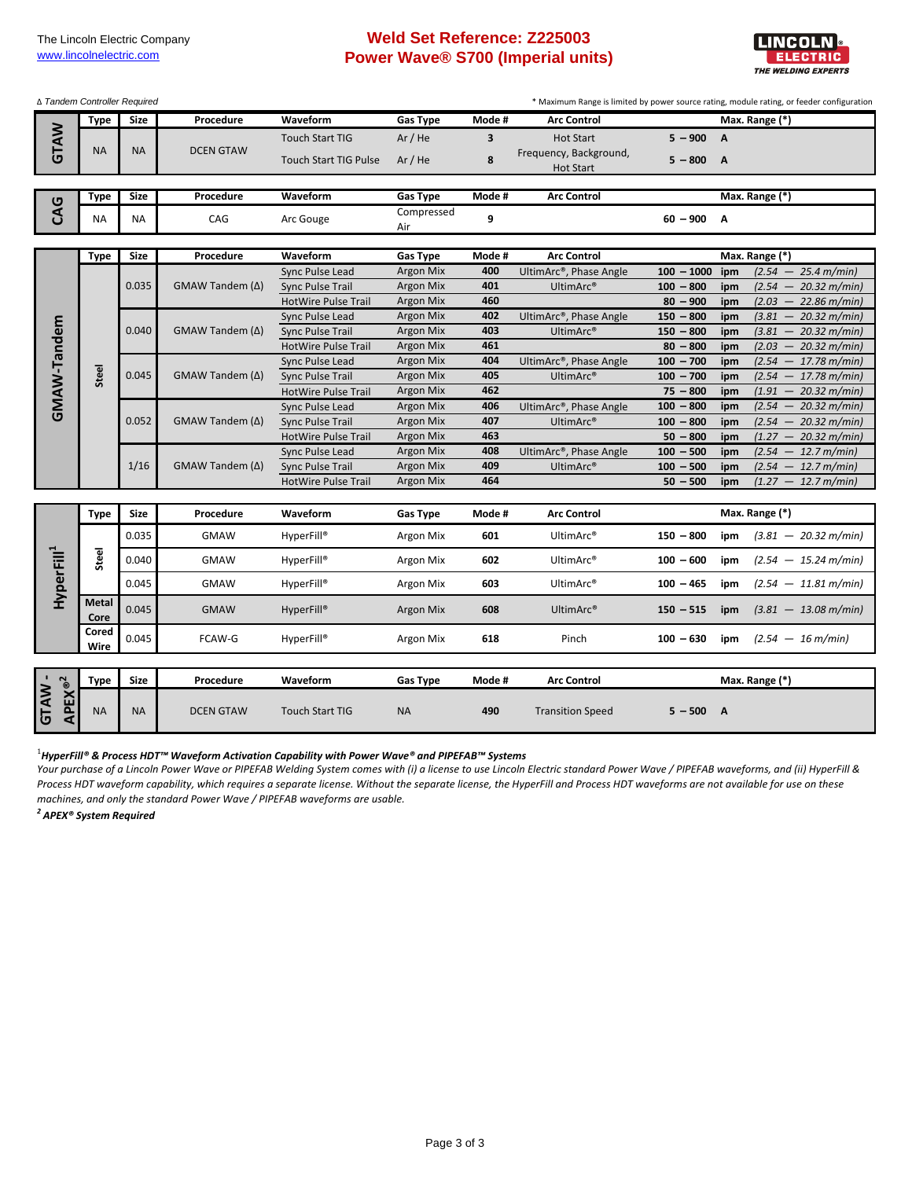The Lincoln Electric Company
www.lincolnelectric.com

# Weld Set Reference: Z225003
# Power Wave® S700 (Imperial units)

LINCOLN ELECTRIC — THE WELDING EXPERTS

Δ Tandem Controller Required

\* Maximum Range is limited by power source rating, module rating, or feeder configuration

| | Type | Size | Procedure | Waveform | Gas Type | Mode # | Arc Control | Max. Range (*) |
|---|---|---|---|---|---|---|---|---|
| GTAW | NA | NA | DCEN GTAW | Touch Start TIG | Ar / He | 3 | Hot Start | 5 – 900 A |
| | | | | Touch Start TIG Pulse | Ar / He | 8 | Frequency, Background, Hot Start | 5 – 800 A |

| | Type | Size | Procedure | Waveform | Gas Type | Mode # | Arc Control | Max. Range (*) |
|---|---|---|---|---|---|---|---|---|
| CAG | NA | NA | CAG | Arc Gouge | Compressed Air | 9 | | 60 – 900 A |

| | Type | Size | Procedure | Waveform | Gas Type | Mode # | Arc Control | Max. Range (*) |
|---|---|---|---|---|---|---|---|---|
| GMAW-Tandem | Steel | 0.035 | GMAW Tandem (Δ) | Sync Pulse Lead | Argon Mix | 400 | UltimArc®, Phase Angle | 100 – 1000 ipm (2.54 — 25.4 m/min) |
| | | | | Sync Pulse Trail | Argon Mix | 401 | UltimArc® | 100 – 800 ipm (2.54 — 20.32 m/min) |
| | | | | HotWire Pulse Trail | Argon Mix | 460 | | 80 – 900 ipm (2.03 — 22.86 m/min) |
| | | 0.040 | GMAW Tandem (Δ) | Sync Pulse Lead | Argon Mix | 402 | UltimArc®, Phase Angle | 150 – 800 ipm (3.81 — 20.32 m/min) |
| | | | | Sync Pulse Trail | Argon Mix | 403 | UltimArc® | 150 – 800 ipm (3.81 — 20.32 m/min) |
| | | | | HotWire Pulse Trail | Argon Mix | 461 | | 80 – 800 ipm (2.03 — 20.32 m/min) |
| | | 0.045 | GMAW Tandem (Δ) | Sync Pulse Lead | Argon Mix | 404 | UltimArc®, Phase Angle | 100 – 700 ipm (2.54 — 17.78 m/min) |
| | | | | Sync Pulse Trail | Argon Mix | 405 | UltimArc® | 100 – 700 ipm (2.54 — 17.78 m/min) |
| | | | | HotWire Pulse Trail | Argon Mix | 462 | | 75 – 800 ipm (1.91 — 20.32 m/min) |
| | | 0.052 | GMAW Tandem (Δ) | Sync Pulse Lead | Argon Mix | 406 | UltimArc®, Phase Angle | 100 – 800 ipm (2.54 — 20.32 m/min) |
| | | | | Sync Pulse Trail | Argon Mix | 407 | UltimArc® | 100 – 800 ipm (2.54 — 20.32 m/min) |
| | | | | HotWire Pulse Trail | Argon Mix | 463 | | 50 – 800 ipm (1.27 — 20.32 m/min) |
| | | 1/16 | GMAW Tandem (Δ) | Sync Pulse Lead | Argon Mix | 408 | UltimArc®, Phase Angle | 100 – 500 ipm (2.54 — 12.7 m/min) |
| | | | | Sync Pulse Trail | Argon Mix | 409 | UltimArc® | 100 – 500 ipm (2.54 — 12.7 m/min) |
| | | | | HotWire Pulse Trail | Argon Mix | 464 | | 50 – 500 ipm (1.27 — 12.7 m/min) |

| | Type | Size | Procedure | Waveform | Gas Type | Mode # | Arc Control | Max. Range (*) |
|---|---|---|---|---|---|---|---|---|
| HyperFill[1] | Steel | 0.035 | GMAW | HyperFill® | Argon Mix | 601 | UltimArc® | 150 – 800 ipm (3.81 — 20.32 m/min) |
| | Steel | 0.040 | GMAW | HyperFill® | Argon Mix | 602 | UltimArc® | 100 – 600 ipm (2.54 — 15.24 m/min) |
| | Steel | 0.045 | GMAW | HyperFill® | Argon Mix | 603 | UltimArc® | 100 – 465 ipm (2.54 — 11.81 m/min) |
| | Metal Core | 0.045 | GMAW | HyperFill® | Argon Mix | 608 | UltimArc® | 150 – 515 ipm (3.81 — 13.08 m/min) |
| | Cored Wire | 0.045 | FCAW-G | HyperFill® | Argon Mix | 618 | Pinch | 100 – 630 ipm (2.54 — 16 m/min) |

| | Type | Size | Procedure | Waveform | Gas Type | Mode # | Arc Control | Max. Range (*) |
|---|---|---|---|---|---|---|---|---|
| GTAW - APEX®[2] | NA | NA | DCEN GTAW | Touch Start TIG | NA | 490 | Transition Speed | 5 – 500 A |

[1] ***HyperFill® & Process HDT™ Waveform Activation Capability with Power Wave® and PIPEFAB™ Systems***

*Your purchase of a Lincoln Power Wave or PIPEFAB Welding System comes with (i) a license to use Lincoln Electric standard Power Wave / PIPEFAB waveforms, and (ii) HyperFill & Process HDT waveform capability, which requires a separate license. Without the separate license, the HyperFill and Process HDT waveforms are not available for use on these machines, and only the standard Power Wave / PIPEFAB waveforms are usable.*

[2] ***APEX® System Required***